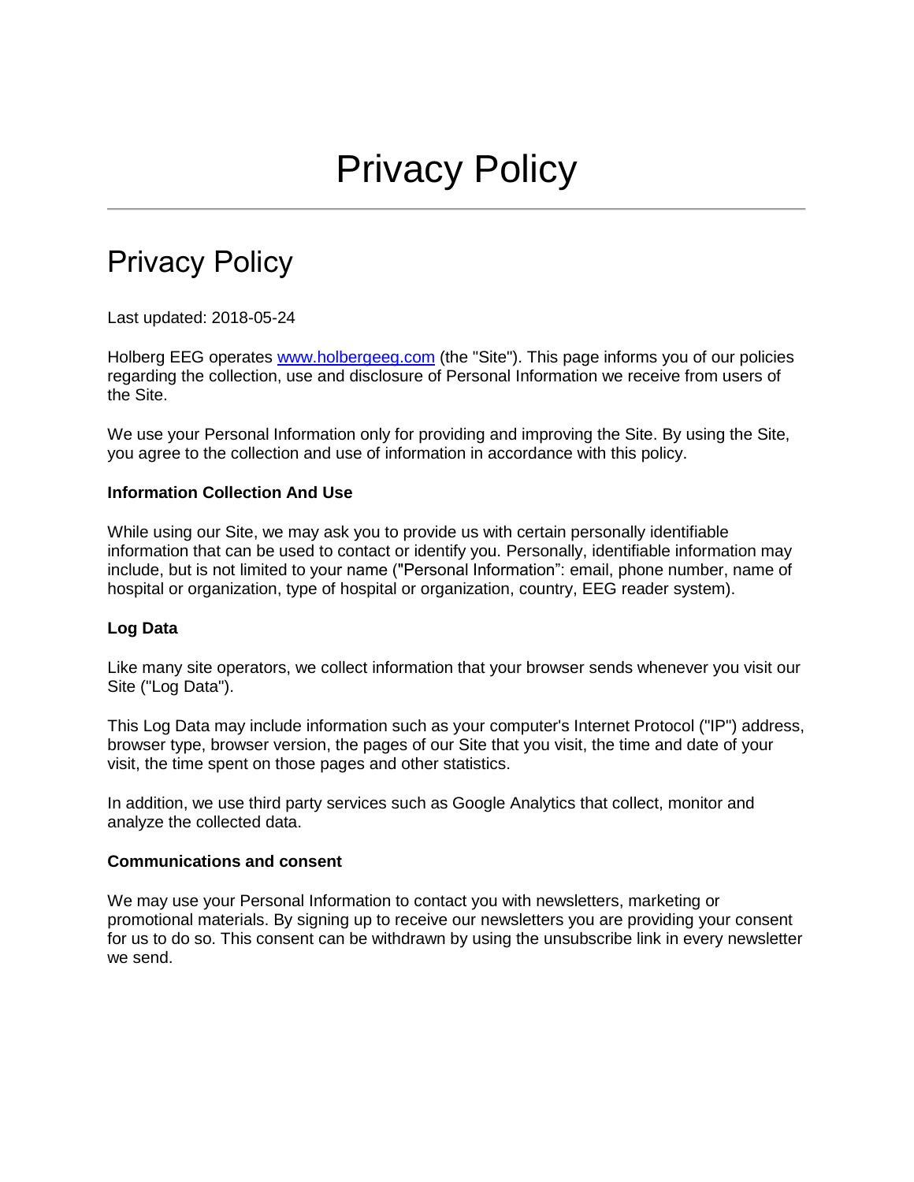# Privacy Policy

## Privacy Policy

Last updated: 2018-05-24

Holberg EEG operates [www.holbergeeg.com](http://www.holbergeeg.com) (the "Site"). This page informs you of our policies regarding the collection, use and disclosure of Personal Information we receive from users of the Site.

We use your Personal Information only for providing and improving the Site. By using the Site, you agree to the collection and use of information in accordance with this policy.

**Information Collection And Use**

While using our Site, we may ask you to provide us with certain personally identifiable information that can be used to contact or identify you. Personally, identifiable information may include, but is not limited to your name ("Personal Information": email, phone number, name of hospital or organization, type of hospital or organization, country, EEG reader system).

**Log Data**

Like many site operators, we collect information that your browser sends whenever you visit our Site ("Log Data").

This Log Data may include information such as your computer's Internet Protocol ("IP") address, browser type, browser version, the pages of our Site that you visit, the time and date of your visit, the time spent on those pages and other statistics.

In addition, we use third party services such as Google Analytics that collect, monitor and analyze the collected data.

**Communications and consent**

We may use your Personal Information to contact you with newsletters, marketing or promotional materials. By signing up to receive our newsletters you are providing your consent for us to do so. This consent can be withdrawn by using the unsubscribe link in every newsletter we send.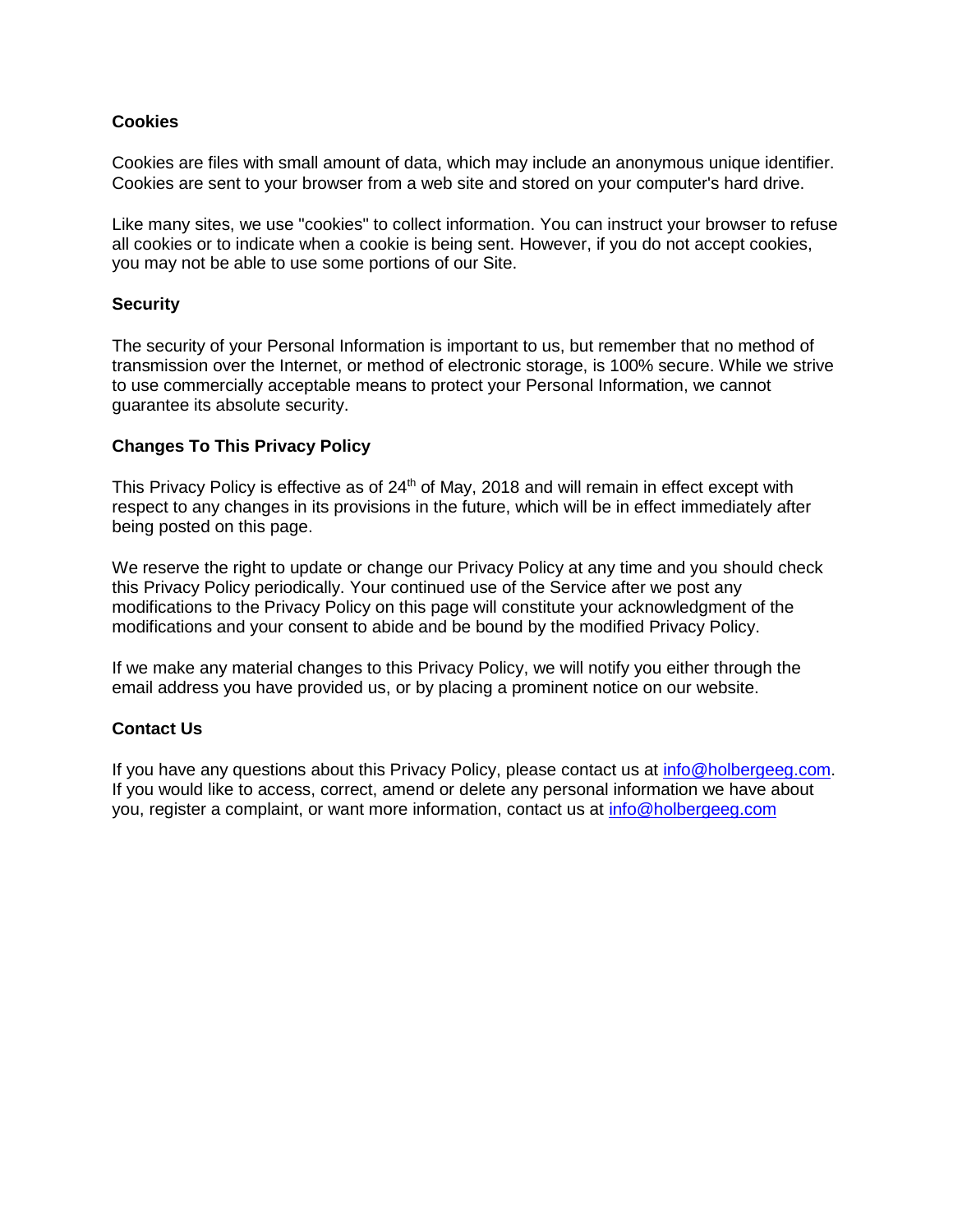## Cookies

Cookies are files with small amount of data, which may include an anonymous unique identifier. Cookies are sent to your browser from a web site and stored on your computer's hard drive.

Like many sites, we use "cookies" to collect information. You can instruct your browser to refuse all cookies or to indicate when a cookie is being sent. However, if you do not accept cookies, you may not be able to use some portions of our Site.

## Security

The security of your Personal Information is important to us, but remember that no method of transmission over the Internet, or method of electronic storage, is 100% secure. While we strive to use commercially acceptable means to protect your Personal Information, we cannot guarantee its absolute security.

## Changes To This Privacy Policy

This Privacy Policy is effective as of 24th of May, 2018 and will remain in effect except with respect to any changes in its provisions in the future, which will be in effect immediately after being posted on this page.

We reserve the right to update or change our Privacy Policy at any time and you should check this Privacy Policy periodically. Your continued use of the Service after we post any modifications to the Privacy Policy on this page will constitute your acknowledgment of the modifications and your consent to abide and be bound by the modified Privacy Policy.

If we make any material changes to this Privacy Policy, we will notify you either through the email address you have provided us, or by placing a prominent notice on our website.

## Contact Us

If you have any questions about this Privacy Policy, please contact us at info@holbergeeg.com. If you would like to access, correct, amend or delete any personal information we have about you, register a complaint, or want more information, contact us at info@holbergeeg.com